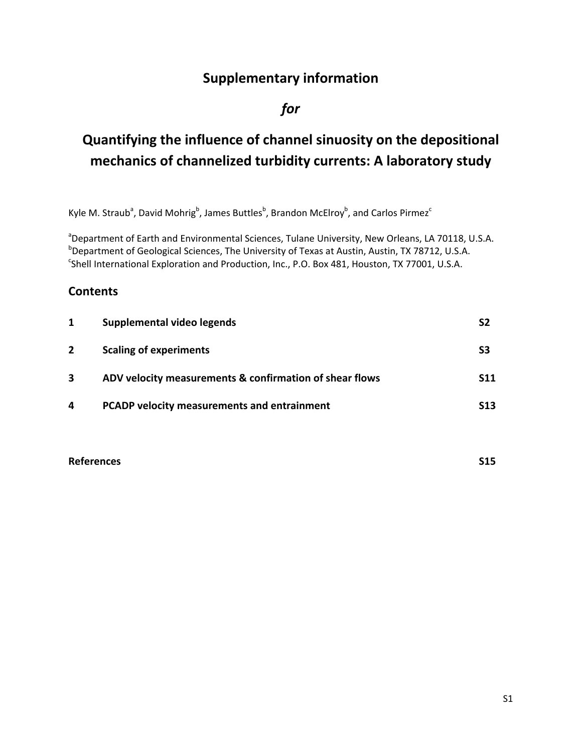# Supplementary information

## *for*

# Quantifying the influence of channel sinuosity on the depositional mechanics of channelized turbidity currents: A laboratory study

Kyle M. Straub[a], David Mohrig[b], James Buttles[b], Brandon McElroy[b], and Carlos Pirmez[c]

[a]Department of Earth and Environmental Sciences, Tulane University, New Orleans, LA 70118, U.S.A.
[b]Department of Geological Sciences, The University of Texas at Austin, Austin, TX 78712, U.S.A.
[c]Shell International Exploration and Production, Inc., P.O. Box 481, Houston, TX 77001, U.S.A.

## Contents

| | | |
|---|---|---|
| **1** | **Supplemental video legends** | **S2** |
| **2** | **Scaling of experiments** | **S3** |
| **3** | **ADV velocity measurements & confirmation of shear flows** | **S11** |
| **4** | **PCADP velocity measurements and entrainment** | **S13** |
| | | |
| **References** | | **S15** |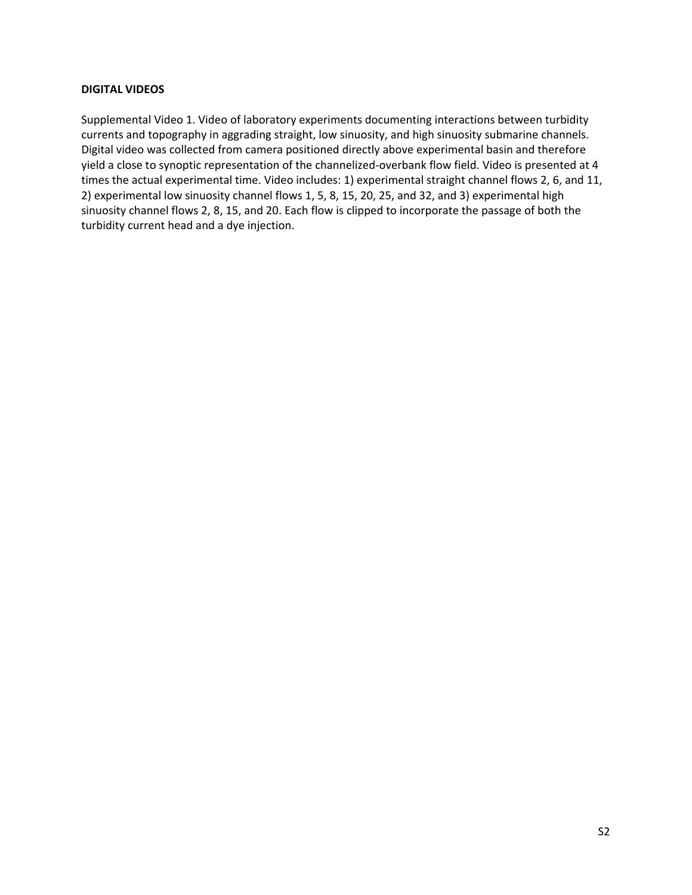**DIGITAL VIDEOS**

Supplemental Video 1. Video of laboratory experiments documenting interactions between turbidity currents and topography in aggrading straight, low sinuosity, and high sinuosity submarine channels. Digital video was collected from camera positioned directly above experimental basin and therefore yield a close to synoptic representation of the channelized-overbank flow field. Video is presented at 4 times the actual experimental time. Video includes: 1) experimental straight channel flows 2, 6, and 11, 2) experimental low sinuosity channel flows 1, 5, 8, 15, 20, 25, and 32, and 3) experimental high sinuosity channel flows 2, 8, 15, and 20. Each flow is clipped to incorporate the passage of both the turbidity current head and a dye injection.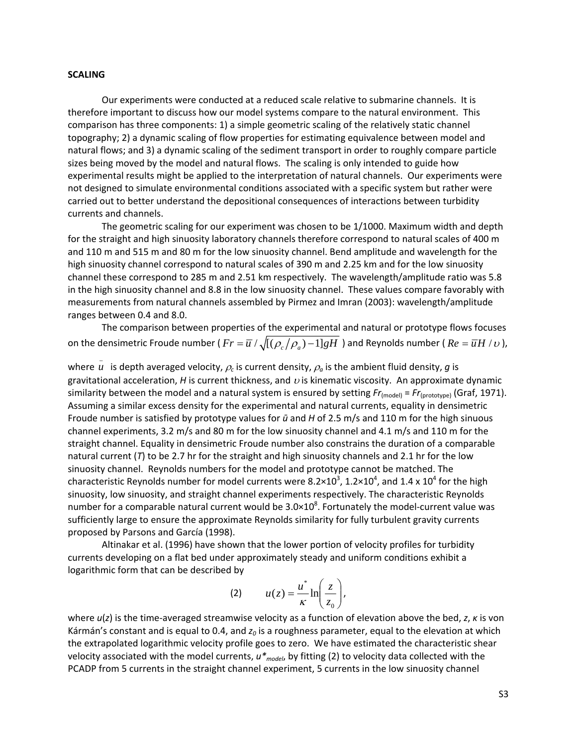**SCALING**

Our experiments were conducted at a reduced scale relative to submarine channels. It is therefore important to discuss how our model systems compare to the natural environment. This comparison has three components: 1) a simple geometric scaling of the relatively static channel topography; 2) a dynamic scaling of flow properties for estimating equivalence between model and natural flows; and 3) a dynamic scaling of the sediment transport in order to roughly compare particle sizes being moved by the model and natural flows. The scaling is only intended to guide how experimental results might be applied to the interpretation of natural channels. Our experiments were not designed to simulate environmental conditions associated with a specific system but rather were carried out to better understand the depositional consequences of interactions between turbidity currents and channels.

The geometric scaling for our experiment was chosen to be 1/1000. Maximum width and depth for the straight and high sinuosity laboratory channels therefore correspond to natural scales of 400 m and 110 m and 515 m and 80 m for the low sinuosity channel. Bend amplitude and wavelength for the high sinuosity channel correspond to natural scales of 390 m and 2.25 km and for the low sinuosity channel these correspond to 285 m and 2.51 km respectively. The wavelength/amplitude ratio was 5.8 in the high sinuosity channel and 8.8 in the low sinuosity channel. These values compare favorably with measurements from natural channels assembled by Pirmez and Imran (2003): wavelength/amplitude ranges between 0.4 and 8.0.

The comparison between properties of the experimental and natural or prototype flows focuses on the densimetric Froude number ( $Fr = \bar{u}/\sqrt{[(\rho_c/\rho_a)-1]gH}$ ) and Reynolds number ( $Re = \bar{u}H/\upsilon$ ), where $\bar{u}$ is depth averaged velocity, $\rho_c$ is current density, $\rho_a$ is the ambient fluid density, $g$ is gravitational acceleration, $H$ is current thickness, and $\upsilon$ is kinematic viscosity. An approximate dynamic similarity between the model and a natural system is ensured by setting $Fr_{(model)} = Fr_{(prototype)}$ (Graf, 1971). Assuming a similar excess density for the experimental and natural currents, equality in densimetric Froude number is satisfied by prototype values for $\bar{u}$ and $H$ of 2.5 m/s and 110 m for the high sinuous channel experiments, 3.2 m/s and 80 m for the low sinuosity channel and 4.1 m/s and 110 m for the straight channel. Equality in densimetric Froude number also constrains the duration of a comparable natural current ($T$) to be 2.7 hr for the straight and high sinuosity channels and 2.1 hr for the low sinuosity channel. Reynolds numbers for the model and prototype cannot be matched. The characteristic Reynolds number for model currents were $8.2\times10^3$, $1.2\times10^4$, and $1.4 \times 10^4$ for the high sinuosity, low sinuosity, and straight channel experiments respectively. The characteristic Reynolds number for a comparable natural current would be $3.0\times10^8$. Fortunately the model-current value was sufficiently large to ensure the approximate Reynolds similarity for fully turbulent gravity currents proposed by Parsons and García (1998).

Altinakar et al. (1996) have shown that the lower portion of velocity profiles for turbidity currents developing on a flat bed under approximately steady and uniform conditions exhibit a logarithmic form that can be described by

$$u(z) = \frac{u^*}{\kappa}\ln\left(\frac{z}{z_0}\right), \quad (2)$$

where $u(z)$ is the time-averaged streamwise velocity as a function of elevation above the bed, $z$, $\kappa$ is von Kármán's constant and is equal to 0.4, and $z_0$ is a roughness parameter, equal to the elevation at which the extrapolated logarithmic velocity profile goes to zero. We have estimated the characteristic shear velocity associated with the model currents, $u^*_{model}$, by fitting (2) to velocity data collected with the PCADP from 5 currents in the straight channel experiment, 5 currents in the low sinuosity channel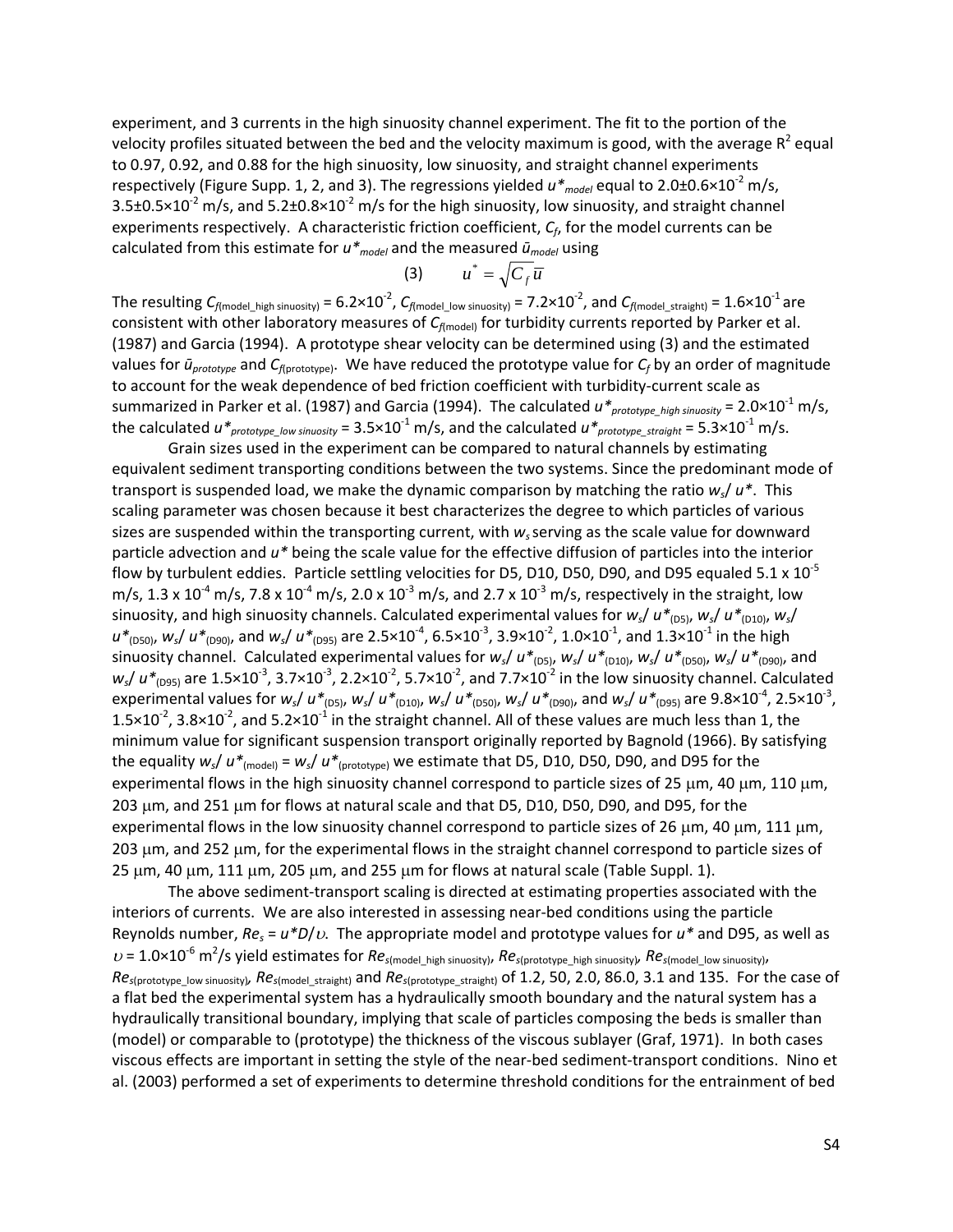experiment, and 3 currents in the high sinuosity channel experiment. The fit to the portion of the velocity profiles situated between the bed and the velocity maximum is good, with the average $R^2$ equal to 0.97, 0.92, and 0.88 for the high sinuosity, low sinuosity, and straight channel experiments respectively (Figure Supp. 1, 2, and 3). The regressions yielded $u^*_{model}$ equal to $2.0\pm0.6\times10^{-2}$ m/s, $3.5\pm0.5\times10^{-2}$ m/s, and $5.2\pm0.8\times10^{-2}$ m/s for the high sinuosity, low sinuosity, and straight channel experiments respectively. A characteristic friction coefficient, $C_f$, for the model currents can be calculated from this estimate for $u^*_{model}$ and the measured $\bar{u}_{model}$ using

$$(3) \qquad u^* = \sqrt{C_f}\,\bar{u}$$

The resulting $C_{f(\text{model\_high sinuosity})} = 6.2\times10^{-2}$, $C_{f(\text{model\_low sinuosity})} = 7.2\times10^{-2}$, and $C_{f(\text{model\_straight})} = 1.6\times10^{-1}$ are consistent with other laboratory measures of $C_{f(\text{model})}$ for turbidity currents reported by Parker et al. (1987) and Garcia (1994). A prototype shear velocity can be determined using (3) and the estimated values for $\bar{u}_{prototype}$ and $C_{f(\text{prototype})}$. We have reduced the prototype value for $C_f$ by an order of magnitude to account for the weak dependence of bed friction coefficient with turbidity-current scale as summarized in Parker et al. (1987) and Garcia (1994). The calculated $u^*_{prototype\_high\ sinuosity} = 2.0\times10^{-1}$ m/s, the calculated $u^*_{prototype\_low\ sinuosity} = 3.5\times10^{-1}$ m/s, and the calculated $u^*_{prototype\_straight} = 5.3\times10^{-1}$ m/s.

Grain sizes used in the experiment can be compared to natural channels by estimating equivalent sediment transporting conditions between the two systems. Since the predominant mode of transport is suspended load, we make the dynamic comparison by matching the ratio $w_s/u^*$. This scaling parameter was chosen because it best characterizes the degree to which particles of various sizes are suspended within the transporting current, with $w_s$ serving as the scale value for downward particle advection and $u^*$ being the scale value for the effective diffusion of particles into the interior flow by turbulent eddies. Particle settling velocities for D5, D10, D50, D90, and D95 equaled $5.1\times10^{-5}$ m/s, $1.3\times10^{-4}$ m/s, $7.8\times10^{-4}$ m/s, $2.0\times10^{-3}$ m/s, and $2.7\times10^{-3}$ m/s, respectively in the straight, low sinuosity, and high sinuosity channels. Calculated experimental values for $w_s/u^*_{(D5)}$, $w_s/u^*_{(D10)}$, $w_s/u^*_{(D50)}$, $w_s/u^*_{(D90)}$, and $w_s/u^*_{(D95)}$ are $2.5\times10^{-4}$, $6.5\times10^{-3}$, $3.9\times10^{-2}$, $1.0\times10^{-1}$, and $1.3\times10^{-1}$ in the high sinuosity channel. Calculated experimental values for $w_s/u^*_{(D5)}$, $w_s/u^*_{(D10)}$, $w_s/u^*_{(D50)}$, $w_s/u^*_{(D90)}$, and $w_s/u^*_{(D95)}$ are $1.5\times10^{-3}$, $3.7\times10^{-3}$, $2.2\times10^{-2}$, $5.7\times10^{-2}$, and $7.7\times10^{-2}$ in the low sinuosity channel. Calculated experimental values for $w_s/u^*_{(D5)}$, $w_s/u^*_{(D10)}$, $w_s/u^*_{(D50)}$, $w_s/u^*_{(D90)}$, and $w_s/u^*_{(D95)}$ are $9.8\times10^{-4}$, $2.5\times10^{-3}$, $1.5\times10^{-2}$, $3.8\times10^{-2}$, and $5.2\times10^{-1}$ in the straight channel. All of these values are much less than 1, the minimum value for significant suspension transport originally reported by Bagnold (1966). By satisfying the equality $w_s/u^*_{(\text{model})} = w_s/u^*_{(\text{prototype})}$ we estimate that D5, D10, D50, D90, and D95 for the experimental flows in the high sinuosity channel correspond to particle sizes of 25 $\mu$m, 40 $\mu$m, 110 $\mu$m, 203 $\mu$m, and 251 $\mu$m for flows at natural scale and that D5, D10, D50, D90, and D95, for the experimental flows in the low sinuosity channel correspond to particle sizes of 26 $\mu$m, 40 $\mu$m, 111 $\mu$m, 203 $\mu$m, and 252 $\mu$m, for the experimental flows in the straight channel correspond to particle sizes of 25 $\mu$m, 40 $\mu$m, 111 $\mu$m, 205 $\mu$m, and 255 $\mu$m for flows at natural scale (Table Suppl. 1).

The above sediment-transport scaling is directed at estimating properties associated with the interiors of currents. We are also interested in assessing near-bed conditions using the particle Reynolds number, $Re_s = u^*D/\upsilon$. The appropriate model and prototype values for $u^*$ and D95, as well as $\upsilon = 1.0\times10^{-6}$ m$^2$/s yield estimates for $Re_{s(\text{model\_high sinuosity})}$, $Re_{s(\text{prototype\_high sinuosity})}$, $Re_{s(\text{model\_low sinuosity})}$, $Re_{s(\text{prototype\_low sinuosity})}$, $Re_{s(\text{model\_straight})}$ and $Re_{s(\text{prototype\_straight})}$ of 1.2, 50, 2.0, 86.0, 3.1 and 135. For the case of a flat bed the experimental system has a hydraulically smooth boundary and the natural system has a hydraulically transitional boundary, implying that scale of particles composing the beds is smaller than (model) or comparable to (prototype) the thickness of the viscous sublayer (Graf, 1971). In both cases viscous effects are important in setting the style of the near-bed sediment-transport conditions. Nino et al. (2003) performed a set of experiments to determine threshold conditions for the entrainment of bed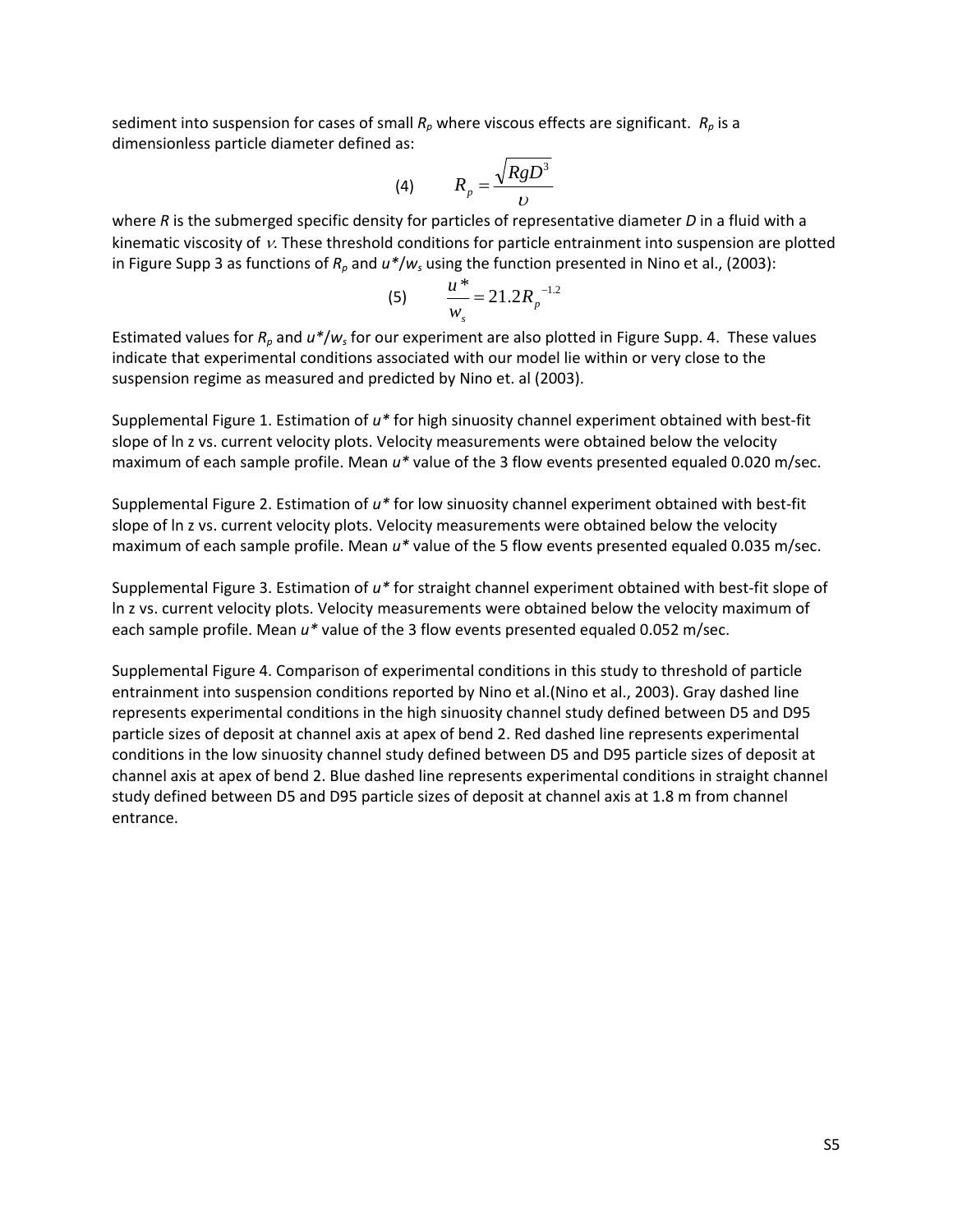sediment into suspension for cases of small $R_p$ where viscous effects are significant. $R_p$ is a dimensionless particle diameter defined as:

$$(4) \qquad R_p = \frac{\sqrt{RgD^3}}{\upsilon}$$

where $R$ is the submerged specific density for particles of representative diameter $D$ in a fluid with a kinematic viscosity of $\nu$. These threshold conditions for particle entrainment into suspension are plotted in Figure Supp 3 as functions of $R_p$ and $u^*/w_s$ using the function presented in Nino et al., (2003):

$$(5) \qquad \frac{u^*}{w_s} = 21.2 R_p^{-1.2}$$

Estimated values for $R_p$ and $u^*/w_s$ for our experiment are also plotted in Figure Supp. 4. These values indicate that experimental conditions associated with our model lie within or very close to the suspension regime as measured and predicted by Nino et. al (2003).

Supplemental Figure 1. Estimation of $u^*$ for high sinuosity channel experiment obtained with best-fit slope of ln z vs. current velocity plots. Velocity measurements were obtained below the velocity maximum of each sample profile. Mean $u^*$ value of the 3 flow events presented equaled 0.020 m/sec.

Supplemental Figure 2. Estimation of $u^*$ for low sinuosity channel experiment obtained with best-fit slope of ln z vs. current velocity plots. Velocity measurements were obtained below the velocity maximum of each sample profile. Mean $u^*$ value of the 5 flow events presented equaled 0.035 m/sec.

Supplemental Figure 3. Estimation of $u^*$ for straight channel experiment obtained with best-fit slope of ln z vs. current velocity plots. Velocity measurements were obtained below the velocity maximum of each sample profile. Mean $u^*$ value of the 3 flow events presented equaled 0.052 m/sec.

Supplemental Figure 4. Comparison of experimental conditions in this study to threshold of particle entrainment into suspension conditions reported by Nino et al.(Nino et al., 2003). Gray dashed line represents experimental conditions in the high sinuosity channel study defined between D5 and D95 particle sizes of deposit at channel axis at apex of bend 2. Red dashed line represents experimental conditions in the low sinuosity channel study defined between D5 and D95 particle sizes of deposit at channel axis at apex of bend 2. Blue dashed line represents experimental conditions in straight channel study defined between D5 and D95 particle sizes of deposit at channel axis at 1.8 m from channel entrance.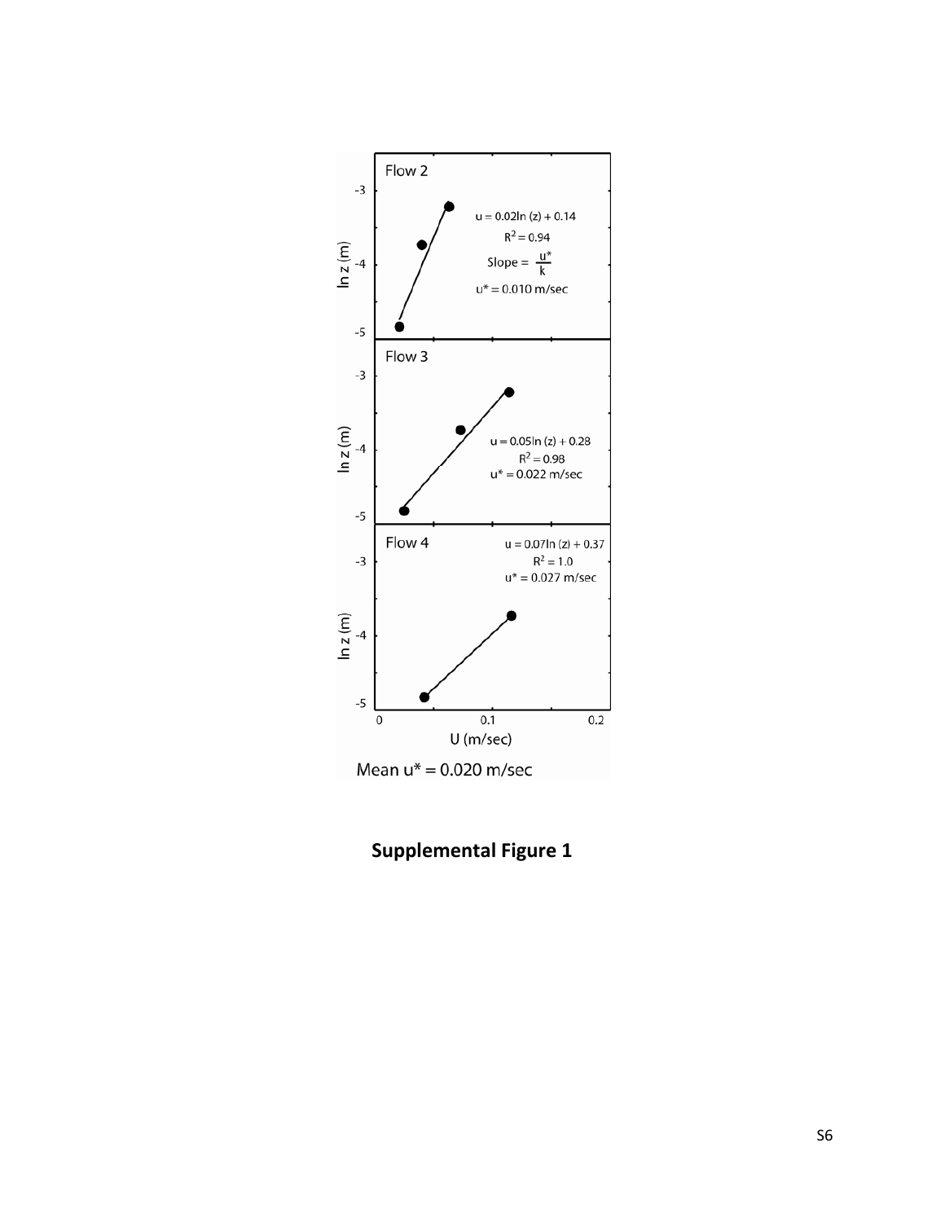Flow 2

$u = 0.02\ln(z) + 0.14$

$R^2 = 0.94$

Slope = $\frac{u^*}{k}$

$u^* = 0.010$ m/sec

Flow 3

$u = 0.05\ln(z) + 0.28$

$R^2 = 0.98$

$u^* = 0.022$ m/sec

Flow 4

$u = 0.07\ln(z) + 0.37$

$R^2 = 1.0$

$u^* = 0.027$ m/sec

ln z (m)

U (m/sec)

Mean $u^* = 0.020$ m/sec

**Supplemental Figure 1**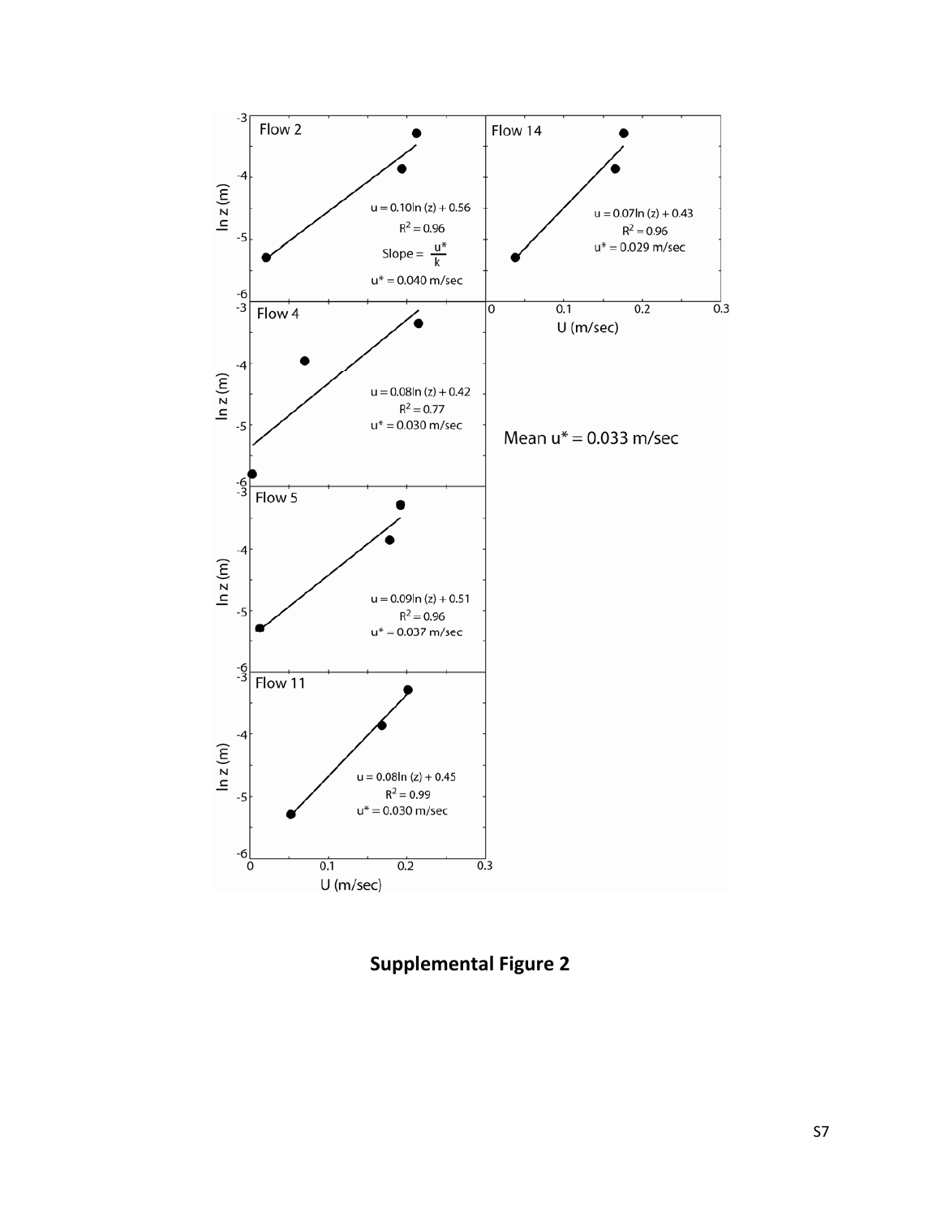Flow 2

$u = 0.10 \ln(z) + 0.56$

$R^2 = 0.96$

Slope = $\frac{u^*}{k}$

$u^* = 0.040$ m/sec

Flow 14

$u = 0.07 \ln(z) + 0.43$

$R^2 = 0.96$

$u^* = 0.029$ m/sec

Flow 4

$u = 0.08 \ln(z) + 0.42$

$R^2 = 0.77$

$u^* = 0.030$ m/sec

Mean $u^* = 0.033$ m/sec

Flow 5

$u = 0.09 \ln(z) + 0.51$

$R^2 = 0.96$

$u^* = 0.037$ m/sec

Flow 11

$u = 0.08 \ln(z) + 0.45$

$R^2 = 0.99$

$u^* = 0.030$ m/sec

ln z (m)

U (m/sec)

**Supplemental Figure 2**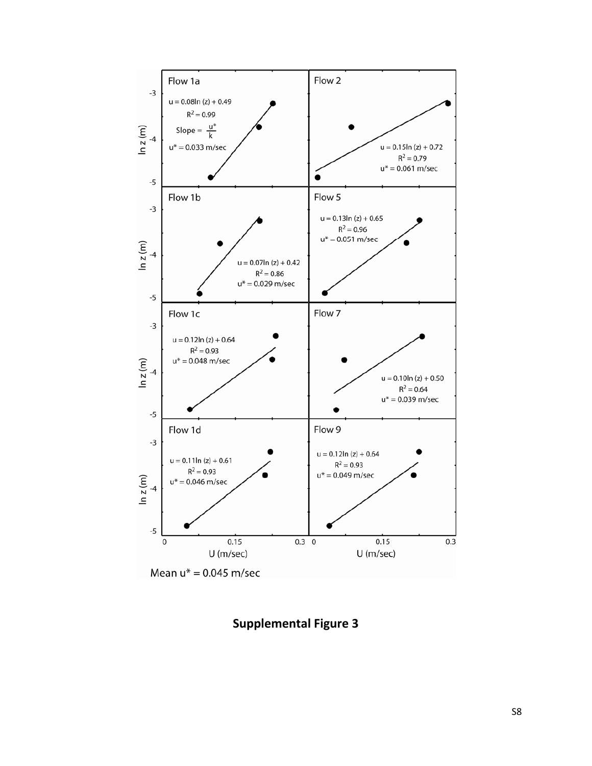**Flow 1a**

$u = 0.08\ln(z) + 0.49$

$R^2 = 0.99$

Slope = $\frac{u^*}{k}$

$u^* = 0.033$ m/sec

**Flow 2**

$u = 0.15\ln(z) + 0.72$

$R^2 = 0.79$

$u^* = 0.061$ m/sec

**Flow 1b**

$u = 0.07\ln(z) + 0.42$

$R^2 = 0.86$

$u^* = 0.029$ m/sec

**Flow 5**

$u = 0.13\ln(z) + 0.65$

$R^2 = 0.96$

$u^* - 0.051$ m/sec

**Flow 1c**

$u = 0.12\ln(z) + 0.64$

$R^2 = 0.93$

$u^* = 0.048$ m/sec

**Flow 7**

$u = 0.10\ln(z) + 0.50$

$R^2 = 0.64$

$u^* = 0.039$ m/sec

**Flow 1d**

$u = 0.11\ln(z) + 0.61$

$R^2 = 0.93$

$u^* = 0.046$ m/sec

**Flow 9**

$u = 0.12\ln(z) + 0.64$

$R^2 = 0.93$

$u^* = 0.049$ m/sec

Axes: ln z (m); U (m/sec)

Mean $u^* = 0.045$ m/sec

**Supplemental Figure 3**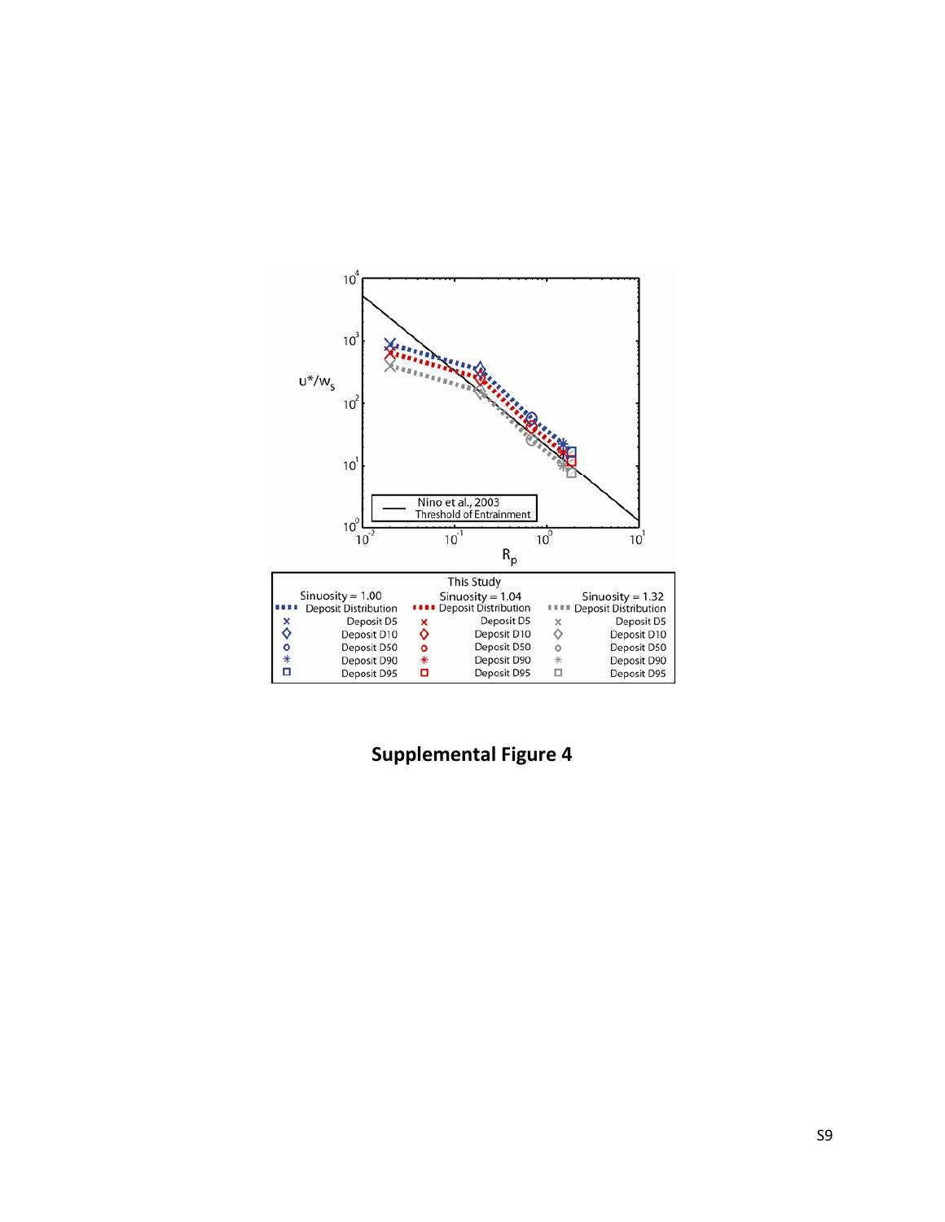**Supplemental Figure 4**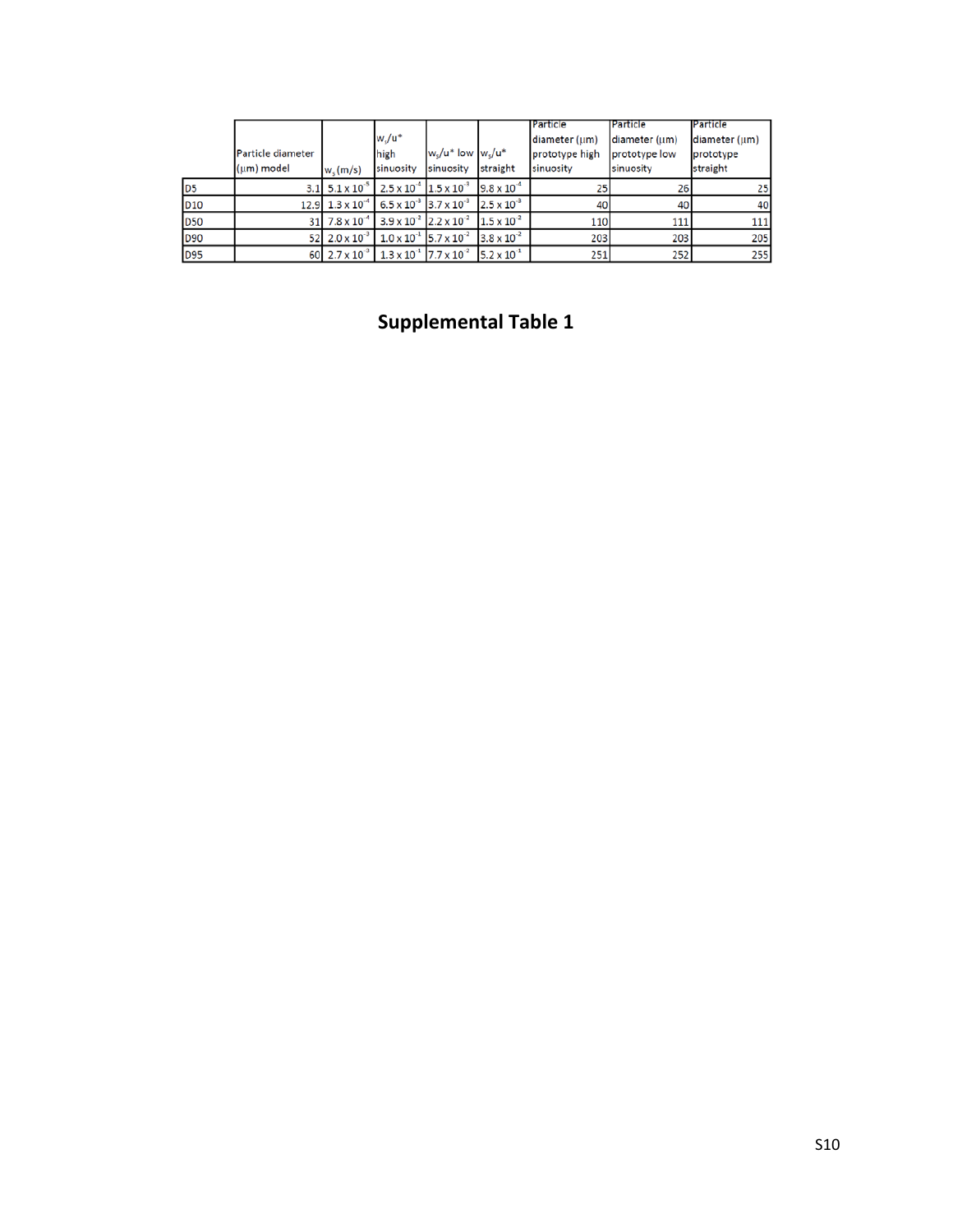| | Particle diameter (μm) model | $w_s$ (m/s) | $w_s/u^*$ high sinuosity | $w_s/u^*$ low sinuosity | $w_s/u^*$ straight | Particle diameter (μm) prototype high sinuosity | Particle diameter (μm) prototype low sinuosity | Particle diameter (μm) prototype straight |
|---|---|---|---|---|---|---|---|---|
| D5 | 3.1 | $5.1 \times 10^{-6}$ | $2.5 \times 10^{-4}$ | $1.5 \times 10^{-3}$ | $9.8 \times 10^{-4}$ | 25 | 26 | 25 |
| D10 | 12.9 | $1.3 \times 10^{-4}$ | $6.5 \times 10^{-3}$ | $3.7 \times 10^{-3}$ | $2.5 \times 10^{-3}$ | 40 | 40 | 40 |
| D50 | 31 | $7.8 \times 10^{-4}$ | $3.9 \times 10^{-2}$ | $2.2 \times 10^{-2}$ | $1.5 \times 10^{-2}$ | 110 | 111 | 111 |
| D90 | 52 | $2.0 \times 10^{-3}$ | $1.0 \times 10^{-1}$ | $5.7 \times 10^{-2}$ | $3.8 \times 10^{-2}$ | 203 | 203 | 205 |
| D95 | 60 | $2.7 \times 10^{-3}$ | $1.3 \times 10^{-1}$ | $7.7 \times 10^{-2}$ | $5.2 \times 10^{-1}$ | 251 | 252 | 255 |

**Supplemental Table 1**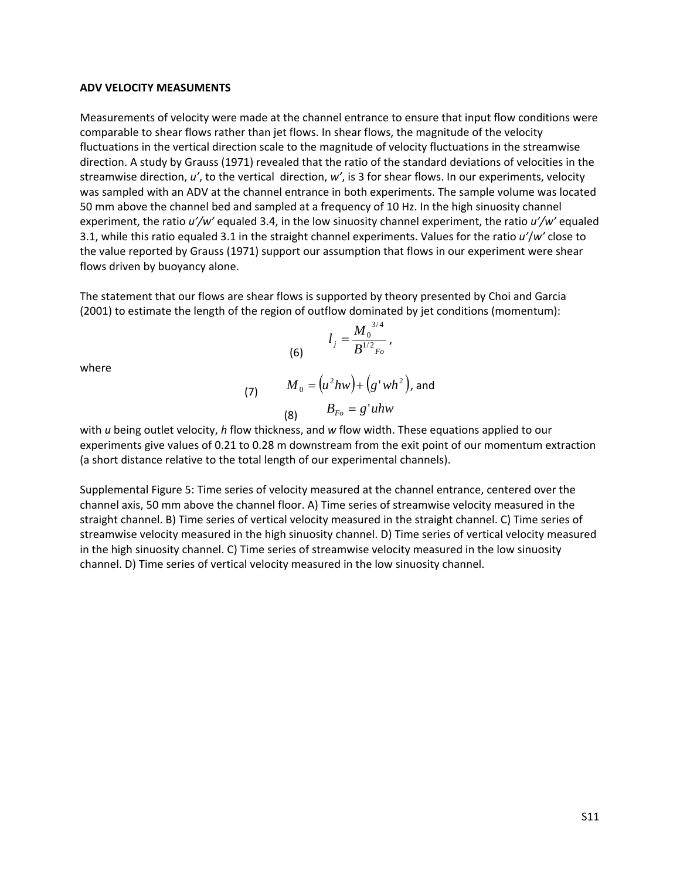**ADV VELOCITY MEASUMENTS**

Measurements of velocity were made at the channel entrance to ensure that input flow conditions were comparable to shear flows rather than jet flows. In shear flows, the magnitude of the velocity fluctuations in the vertical direction scale to the magnitude of velocity fluctuations in the streamwise direction. A study by Grauss (1971) revealed that the ratio of the standard deviations of velocities in the streamwise direction, *u'*, to the vertical direction, *w'*, is 3 for shear flows. In our experiments, velocity was sampled with an ADV at the channel entrance in both experiments. The sample volume was located 50 mm above the channel bed and sampled at a frequency of 10 Hz. In the high sinuosity channel experiment, the ratio *u'/w'* equaled 3.4, in the low sinuosity channel experiment, the ratio *u'/w'* equaled 3.1, while this ratio equaled 3.1 in the straight channel experiments. Values for the ratio *u'/w'* close to the value reported by Grauss (1971) support our assumption that flows in our experiment were shear flows driven by buoyancy alone.

The statement that our flows are shear flows is supported by theory presented by Choi and Garcia (2001) to estimate the length of the region of outflow dominated by jet conditions (momentum):

$$l_j = \frac{M_0^{\;3/4}}{B^{1/2}_{Fo}}, \tag{6}$$

where

$$M_0 = \left(u^2 hw\right) + \left(g' wh^2\right), \text{ and} \tag{7}$$

$$B_{Fo} = g' uhw \tag{8}$$

with *u* being outlet velocity, *h* flow thickness, and *w* flow width. These equations applied to our experiments give values of 0.21 to 0.28 m downstream from the exit point of our momentum extraction (a short distance relative to the total length of our experimental channels).

Supplemental Figure 5: Time series of velocity measured at the channel entrance, centered over the channel axis, 50 mm above the channel floor. A) Time series of streamwise velocity measured in the straight channel. B) Time series of vertical velocity measured in the straight channel. C) Time series of streamwise velocity measured in the high sinuosity channel. D) Time series of vertical velocity measured in the high sinuosity channel. C) Time series of streamwise velocity measured in the low sinuosity channel. D) Time series of vertical velocity measured in the low sinuosity channel.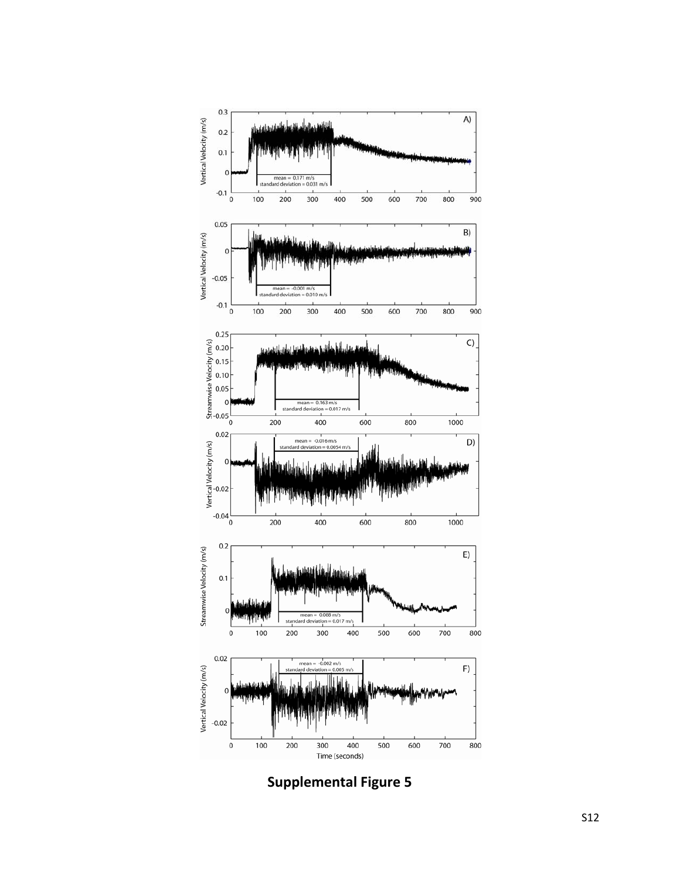**Supplemental Figure 5**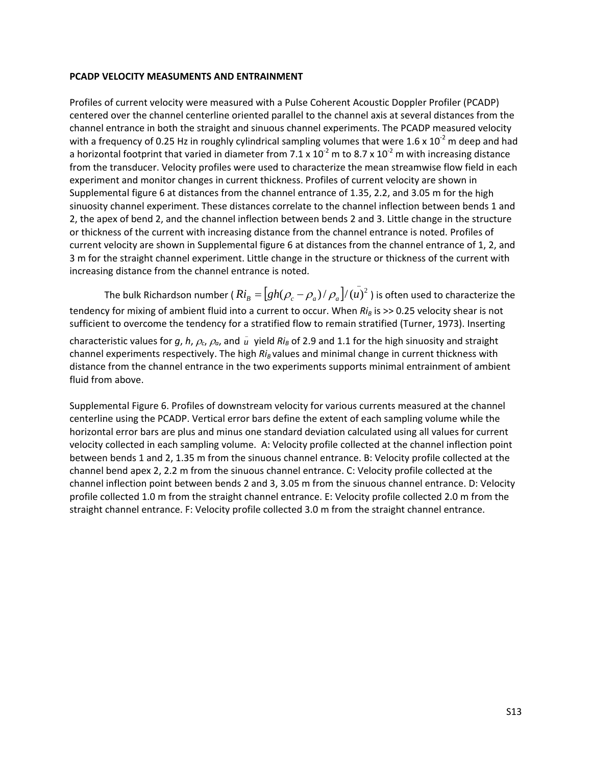**PCADP VELOCITY MEASUMENTS AND ENTRAINMENT**

Profiles of current velocity were measured with a Pulse Coherent Acoustic Doppler Profiler (PCADP) centered over the channel centerline oriented parallel to the channel axis at several distances from the channel entrance in both the straight and sinuous channel experiments. The PCADP measured velocity with a frequency of 0.25 Hz in roughly cylindrical sampling volumes that were 1.6 x $10^{-2}$ m deep and had a horizontal footprint that varied in diameter from 7.1 x $10^{-2}$ m to 8.7 x $10^{-2}$ m with increasing distance from the transducer. Velocity profiles were used to characterize the mean streamwise flow field in each experiment and monitor changes in current thickness. Profiles of current velocity are shown in Supplemental figure 6 at distances from the channel entrance of 1.35, 2.2, and 3.05 m for the high sinuosity channel experiment. These distances correlate to the channel inflection between bends 1 and 2, the apex of bend 2, and the channel inflection between bends 2 and 3. Little change in the structure or thickness of the current with increasing distance from the channel entrance is noted. Profiles of current velocity are shown in Supplemental figure 6 at distances from the channel entrance of 1, 2, and 3 m for the straight channel experiment. Little change in the structure or thickness of the current with increasing distance from the channel entrance is noted.

The bulk Richardson number ( $Ri_B = \left[gh(\rho_c - \rho_a)/\rho_a\right]/(\bar{u})^2$ ) is often used to characterize the tendency for mixing of ambient fluid into a current to occur. When $Ri_B$ is >> 0.25 velocity shear is not sufficient to overcome the tendency for a stratified flow to remain stratified (Turner, 1973). Inserting characteristic values for $g$, $h$, $\rho_c$, $\rho_a$, and $\bar{u}$ yield $Ri_B$ of 2.9 and 1.1 for the high sinuosity and straight channel experiments respectively. The high $Ri_B$ values and minimal change in current thickness with distance from the channel entrance in the two experiments supports minimal entrainment of ambient fluid from above.

Supplemental Figure 6. Profiles of downstream velocity for various currents measured at the channel centerline using the PCADP. Vertical error bars define the extent of each sampling volume while the horizontal error bars are plus and minus one standard deviation calculated using all values for current velocity collected in each sampling volume. A: Velocity profile collected at the channel inflection point between bends 1 and 2, 1.35 m from the sinuous channel entrance. B: Velocity profile collected at the channel bend apex 2, 2.2 m from the sinuous channel entrance. C: Velocity profile collected at the channel inflection point between bends 2 and 3, 3.05 m from the sinuous channel entrance. D: Velocity profile collected 1.0 m from the straight channel entrance. E: Velocity profile collected 2.0 m from the straight channel entrance. F: Velocity profile collected 3.0 m from the straight channel entrance.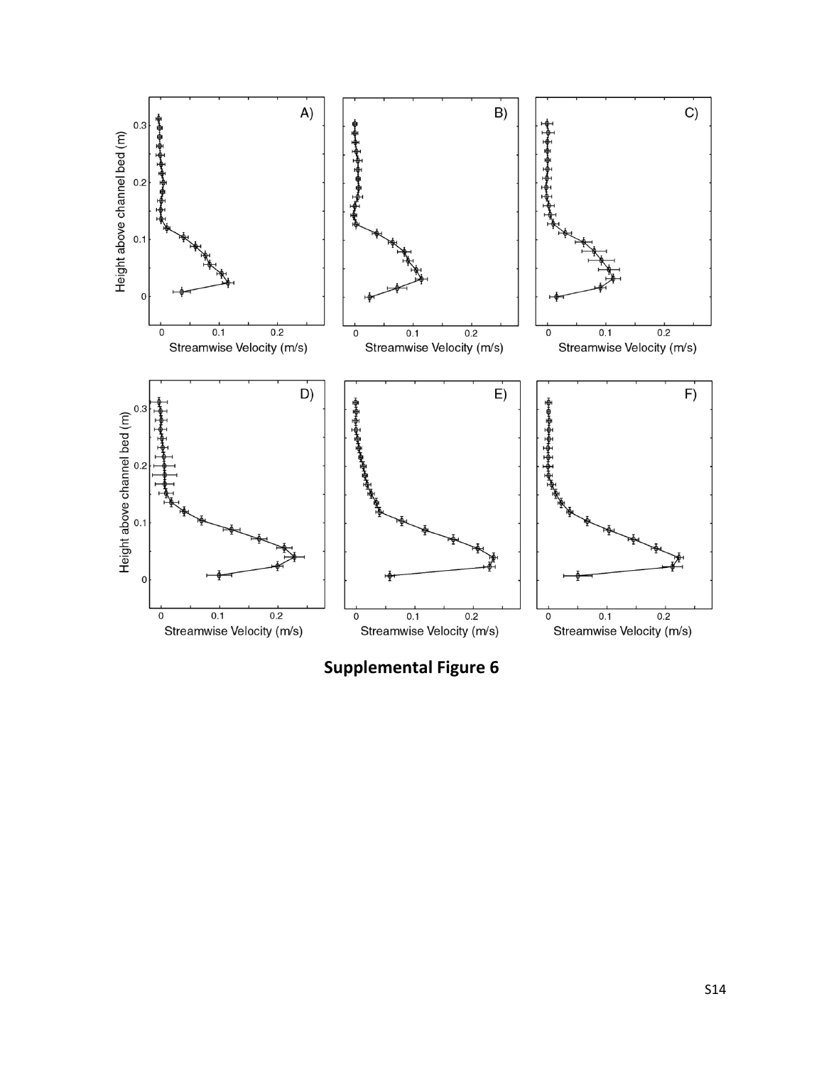**Supplemental Figure 6**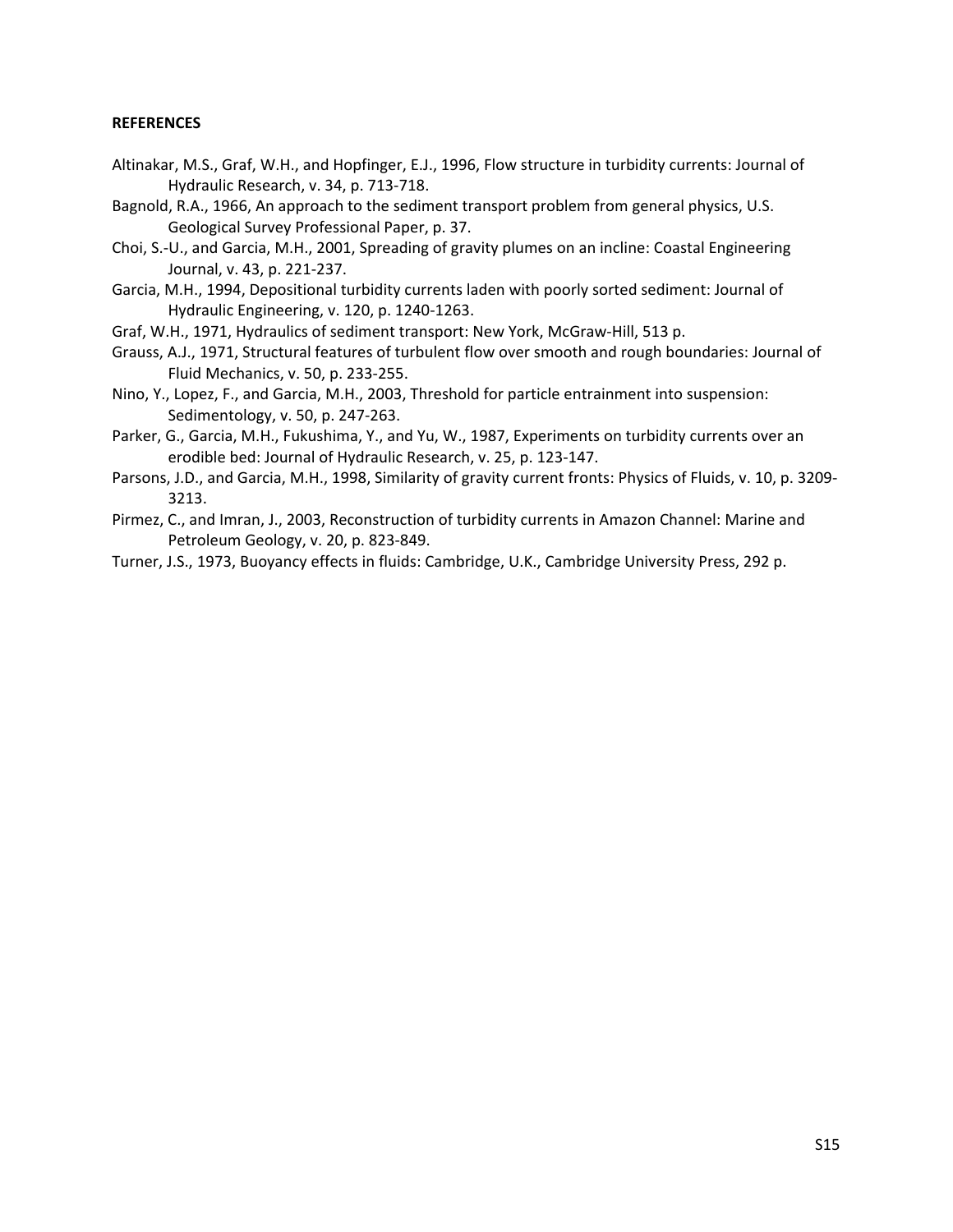**REFERENCES**

Altinakar, M.S., Graf, W.H., and Hopfinger, E.J., 1996, Flow structure in turbidity currents: Journal of Hydraulic Research, v. 34, p. 713-718.

Bagnold, R.A., 1966, An approach to the sediment transport problem from general physics, U.S. Geological Survey Professional Paper, p. 37.

Choi, S.-U., and Garcia, M.H., 2001, Spreading of gravity plumes on an incline: Coastal Engineering Journal, v. 43, p. 221-237.

Garcia, M.H., 1994, Depositional turbidity currents laden with poorly sorted sediment: Journal of Hydraulic Engineering, v. 120, p. 1240-1263.

Graf, W.H., 1971, Hydraulics of sediment transport: New York, McGraw-Hill, 513 p.

Grauss, A.J., 1971, Structural features of turbulent flow over smooth and rough boundaries: Journal of Fluid Mechanics, v. 50, p. 233-255.

Nino, Y., Lopez, F., and Garcia, M.H., 2003, Threshold for particle entrainment into suspension: Sedimentology, v. 50, p. 247-263.

Parker, G., Garcia, M.H., Fukushima, Y., and Yu, W., 1987, Experiments on turbidity currents over an erodible bed: Journal of Hydraulic Research, v. 25, p. 123-147.

Parsons, J.D., and Garcia, M.H., 1998, Similarity of gravity current fronts: Physics of Fluids, v. 10, p. 3209-3213.

Pirmez, C., and Imran, J., 2003, Reconstruction of turbidity currents in Amazon Channel: Marine and Petroleum Geology, v. 20, p. 823-849.

Turner, J.S., 1973, Buoyancy effects in fluids: Cambridge, U.K., Cambridge University Press, 292 p.